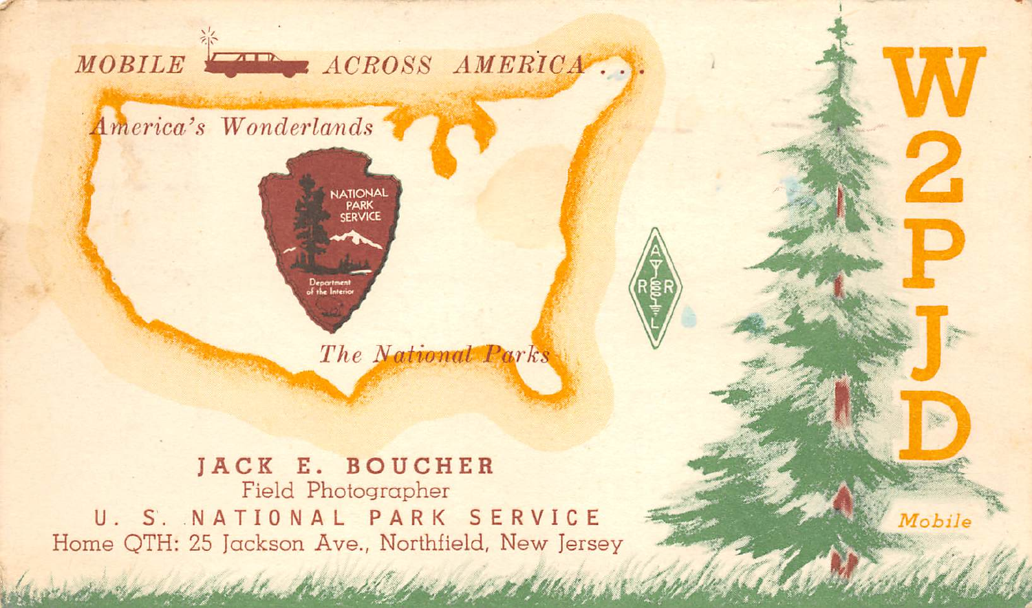MOBILE ACROSS AMERICA . . .

America's Wonderlands

NATIONAL PARK SERVICE

Department of the Interior

The National Parks

ARRL

# W2PJD

Mobile

**JACK E. BOUCHER**
Field Photographer
U. S. NATIONAL PARK SERVICE
Home QTH: 25 Jackson Ave., Northfield, New Jersey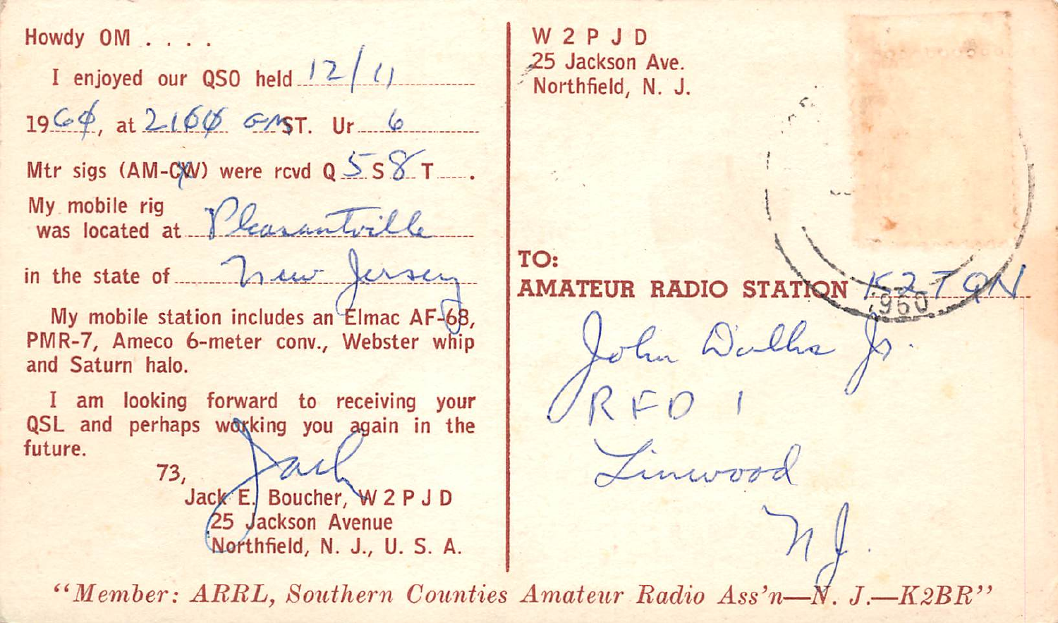Howdy OM . . . .

I enjoyed our QSO held 12/11 1960, at 2100 GMST. Ur 6 Mtr sigs (AM-CW) were rcvd Q 5 S 8 T \_\_\_\_.

My mobile rig was located at Pleasantville in the state of New Jersey

My mobile station includes an Elmac AF-68, PMR-7, Ameco 6-meter conv., Webster whip and Saturn halo.

I am looking forward to receiving your QSL and perhaps working you again in the future.

73,

Jack

Jack E. Boucher, W 2 P J D
25 Jackson Avenue
Northfield, N. J., U. S. A.

W 2 P J D
25 Jackson Ave.
Northfield, N. J.

TO:
AMATEUR RADIO STATION K2TQN

John Dalba Jr.
RFD 1
Linwood
N.J.

*"Member: ARRL, Southern Counties Amateur Radio Ass'n—N. J.—K2BR"*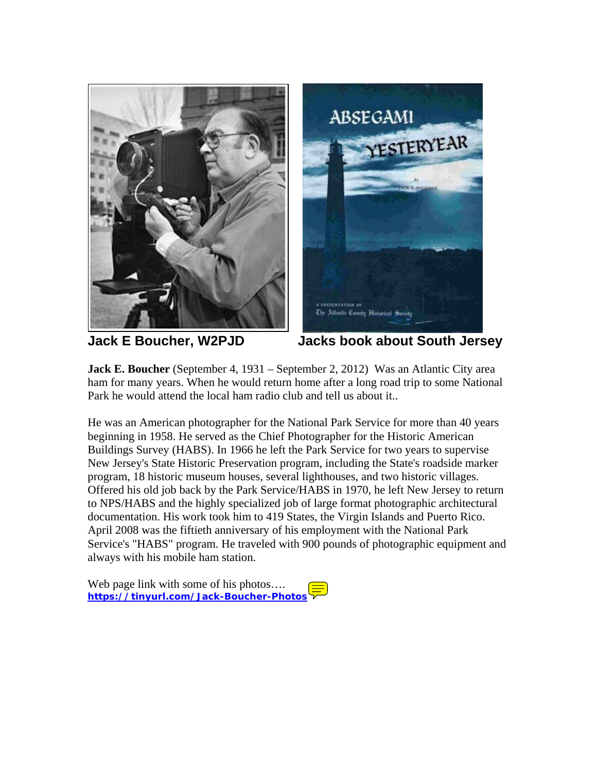**Jack E Boucher, W2PJD** **Jacks book about South Jersey**

**Jack E. Boucher** (September 4, 1931 – September 2, 2012) Was an Atlantic City area ham for many years. When he would return home after a long road trip to some National Park he would attend the local ham radio club and tell us about it..

He was an American photographer for the National Park Service for more than 40 years beginning in 1958. He served as the Chief Photographer for the Historic American Buildings Survey (HABS). In 1966 he left the Park Service for two years to supervise New Jersey's State Historic Preservation program, including the State's roadside marker program, 18 historic museum houses, several lighthouses, and two historic villages. Offered his old job back by the Park Service/HABS in 1970, he left New Jersey to return to NPS/HABS and the highly specialized job of large format photographic architectural documentation. His work took him to 419 States, the Virgin Islands and Puerto Rico. April 2008 was the fiftieth anniversary of his employment with the National Park Service's "HABS" program. He traveled with 900 pounds of photographic equipment and always with his mobile ham station.

Web page link with some of his photos….
**https://tinyurl.com/Jack-Boucher-Photos**